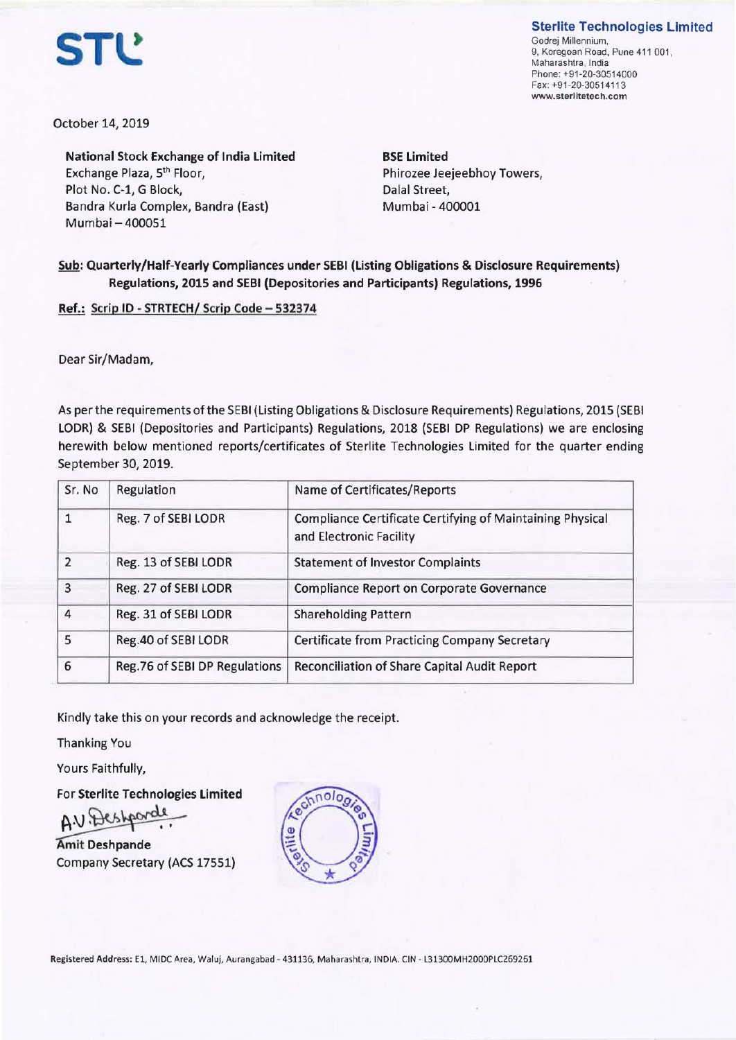**STL**

**Sterlite Technologies Limited**
Godrej Millennium,
9, Koregoan Road, Pune 411 001,
Maharashtra, India
Phone: +91-20-30514000
Fax: +91-20-30514113
www.sterlitetech.com

October 14, 2019

**National Stock Exchange of India Limited**
Exchange Plaza, 5th Floor,
Plot No. C-1, G Block,
Bandra Kurla Complex, Bandra (East)
Mumbai – 400051

**BSE Limited**
Phirozee Jeejeebhoy Towers,
Dalal Street,
Mumbai - 400001

**Sub: Quarterly/Half-Yearly Compliances under SEBI (Listing Obligations & Disclosure Requirements) Regulations, 2015 and SEBI (Depositories and Participants) Regulations, 1996**

**Ref.: Scrip ID - STRTECH/ Scrip Code – 532374**

Dear Sir/Madam,

As per the requirements of the SEBI (Listing Obligations & Disclosure Requirements) Regulations, 2015 (SEBI LODR) & SEBI (Depositories and Participants) Regulations, 2018 (SEBI DP Regulations) we are enclosing herewith below mentioned reports/certificates of Sterlite Technologies Limited for the quarter ending September 30, 2019.

| Sr. No | Regulation | Name of Certificates/Reports |
|---|---|---|
| 1 | Reg. 7 of SEBI LODR | Compliance Certificate Certifying of Maintaining Physical and Electronic Facility |
| 2 | Reg. 13 of SEBI LODR | Statement of Investor Complaints |
| 3 | Reg. 27 of SEBI LODR | Compliance Report on Corporate Governance |
| 4 | Reg. 31 of SEBI LODR | Shareholding Pattern |
| 5 | Reg.40 of SEBI LODR | Certificate from Practicing Company Secretary |
| 6 | Reg.76 of SEBI DP Regulations | Reconciliation of Share Capital Audit Report |

Kindly take this on your records and acknowledge the receipt.

Thanking You

Yours Faithfully,

For **Sterlite Technologies Limited**

A.V.Deshpande

**Amit Deshpande**
Company Secretary (ACS 17551)

**Registered Address:** E1, MIDC Area, Waluj, Aurangabad - 431136, Maharashtra, INDIA. CIN - L31300MH2000PLC269261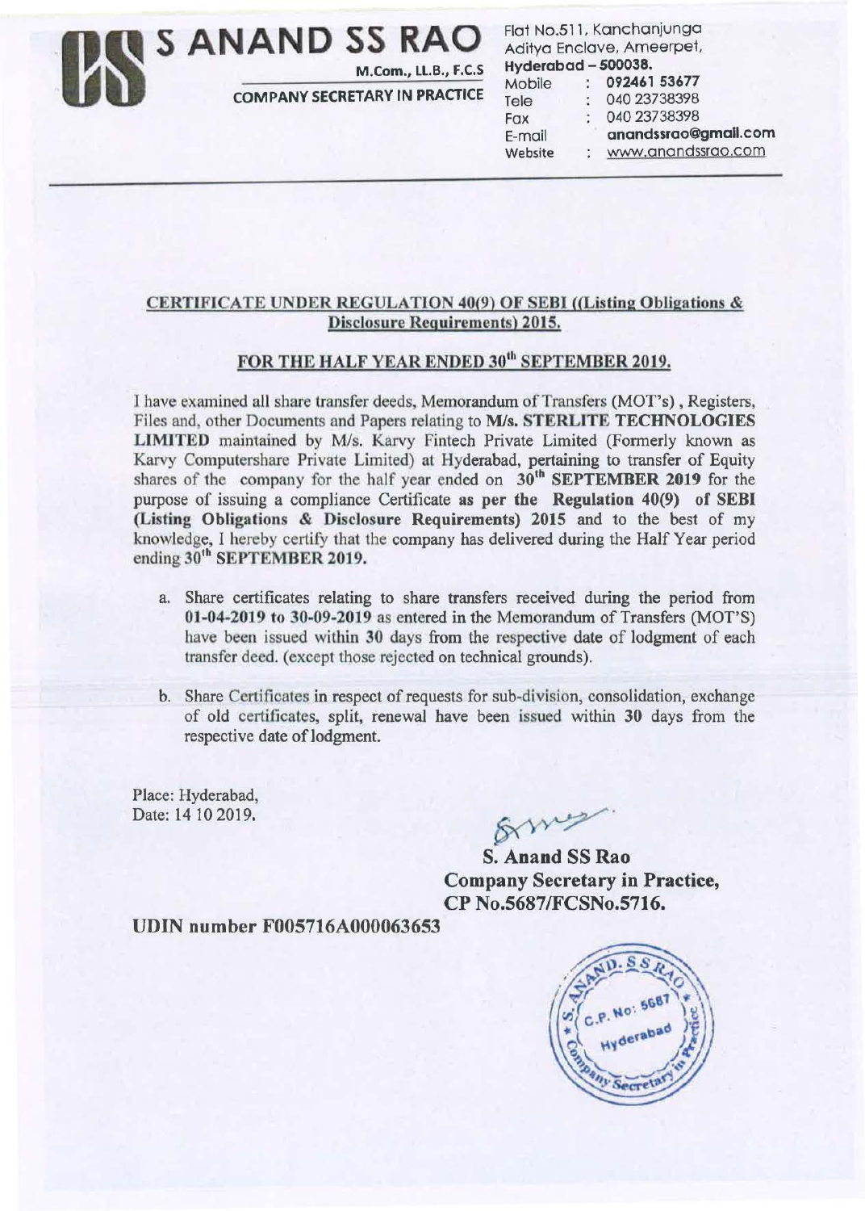# S ANAND SS RAO

M.Com., LL.B., F.C.S

COMPANY SECRETARY IN PRACTICE

Flat No.511, Kanchanjunga
Aditya Enclave, Ameerpet,
**Hyderabad – 500038.**
Mobile : **092461 53677**
Tele : 040 23738398
Fax : 040 23738398
E-mail **anandssrao@gmail.com**
Website : www.anandssrao.com

---

**CERTIFICATE UNDER REGULATION 40(9) OF SEBI ((Listing Obligations & Disclosure Requirements) 2015.**

**FOR THE HALF YEAR ENDED 30th SEPTEMBER 2019.**

I have examined all share transfer deeds, Memorandum of Transfers (MOT's), Registers, Files and, other Documents and Papers relating to **M/s. STERLITE TECHNOLOGIES LIMITED** maintained by M/s. Karvy Fintech Private Limited (Formerly known as Karvy Computershare Private Limited) at Hyderabad, pertaining to transfer of Equity shares of the company for the half year ended on **30th SEPTEMBER 2019** for the purpose of issuing a compliance Certificate **as per the Regulation 40(9) of SEBI (Listing Obligations & Disclosure Requirements) 2015** and to the best of my knowledge, I hereby certify that the company has delivered during the Half Year period ending **30th SEPTEMBER 2019.**

a. Share certificates relating to share transfers received during the period from **01-04-2019 to 30-09-2019** as entered in the Memorandum of Transfers (MOT'S) have been issued within **30** days from the respective date of lodgment of each transfer deed. (except those rejected on technical grounds).

b. Share Certificates in respect of requests for sub-division, consolidation, exchange of old certificates, split, renewal have been issued within **30** days from the respective date of lodgment.

Place: Hyderabad,
Date: 14 10 2019.

**S. Anand SS Rao**
**Company Secretary in Practice,**
**CP No.5687/FCSNo.5716.**

**UDIN number F005716A000063653**